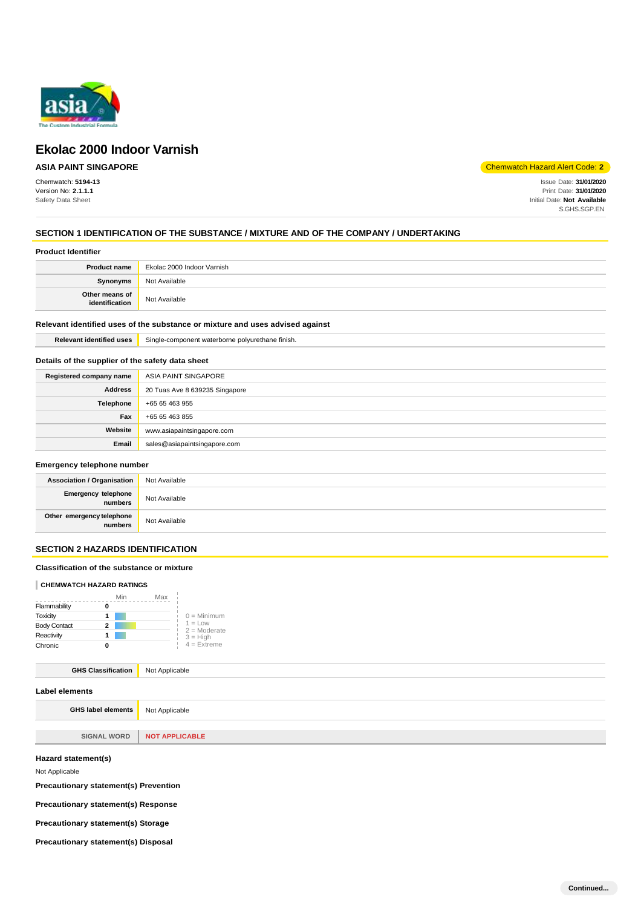# Ekolac 2000 Indoor Varnish

**ASIA PAINT SINGAPORE**

Chemwatch Hazard Alert Code: **2**

Chemwatch: **5194-13**
Version No: **2.1.1.1**
Safety Data Sheet

Issue Date: **31/01/2020**
Print Date: **31/01/2020**
Initial Date: **Not Available**
S.GHS.SGP.EN

## SECTION 1 IDENTIFICATION OF THE SUBSTANCE / MIXTURE AND OF THE COMPANY / UNDERTAKING

### Product Identifier

| | |
|---|---|
| **Product name** | Ekolac 2000 Indoor Varnish |
| **Synonyms** | Not Available |
| **Other means of identification** | Not Available |

### Relevant identified uses of the substance or mixture and uses advised against

| | |
|---|---|
| **Relevant identified uses** | Single-component waterborne polyurethane finish. |

### Details of the supplier of the safety data sheet

| | |
|---|---|
| **Registered company name** | ASIA PAINT SINGAPORE |
| **Address** | 20 Tuas Ave 8 639235 Singapore |
| **Telephone** | +65 65 463 955 |
| **Fax** | +65 65 463 855 |
| **Website** | www.asiapaintsingapore.com |
| **Email** | sales@asiapaintsingapore.com |

### Emergency telephone number

| | |
|---|---|
| **Association / Organisation** | Not Available |
| **Emergency telephone numbers** | Not Available |
| **Other emergency telephone numbers** | Not Available |

## SECTION 2 HAZARDS IDENTIFICATION

### Classification of the substance or mixture

**CHEMWATCH HAZARD RATINGS**

| | Rating |
|---|---|
| Flammability | 0 |
| Toxicity | 1 |
| Body Contact | 2 |
| Reactivity | 1 |
| Chronic | 0 |

0 = Minimum
1 = Low
2 = Moderate
3 = High
4 = Extreme

| | |
|---|---|
| **GHS Classification** | Not Applicable |

### Label elements

| | |
|---|---|
| **GHS label elements** | Not Applicable |
| **SIGNAL WORD** | **NOT APPLICABLE** |

### Hazard statement(s)

Not Applicable

### Precautionary statement(s) Prevention

### Precautionary statement(s) Response

### Precautionary statement(s) Storage

### Precautionary statement(s) Disposal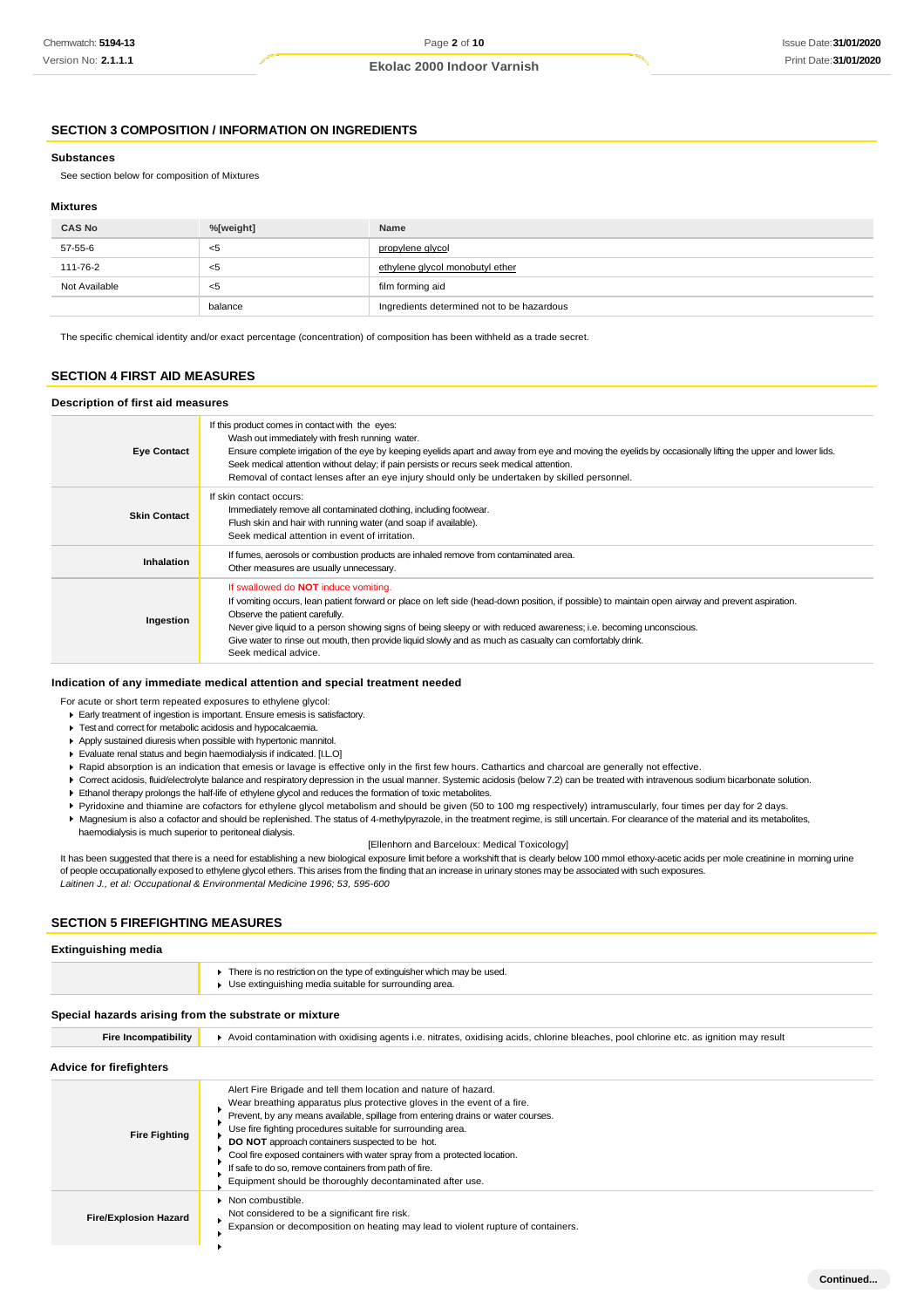## SECTION 3 COMPOSITION / INFORMATION ON INGREDIENTS

### Substances

See section below for composition of Mixtures

### Mixtures

| CAS No | %[weight] | Name |
|---|---|---|
| 57-55-6 | <5 | propylene glycol |
| 111-76-2 | <5 | ethylene glycol monobutyl ether |
| Not Available | <5 | film forming aid |
| | balance | Ingredients determined not to be hazardous |

The specific chemical identity and/or exact percentage (concentration) of composition has been withheld as a trade secret.

## SECTION 4 FIRST AID MEASURES

### Description of first aid measures

| | |
|---|---|
| **Eye Contact** | If this product comes in contact with the eyes: Wash out immediately with fresh running water. Ensure complete irrigation of the eye by keeping eyelids apart and away from eye and moving the eyelids by occasionally lifting the upper and lower lids. Seek medical attention without delay; if pain persists or recurs seek medical attention. Removal of contact lenses after an eye injury should only be undertaken by skilled personnel. |
| **Skin Contact** | If skin contact occurs: Immediately remove all contaminated clothing, including footwear. Flush skin and hair with running water (and soap if available). Seek medical attention in event of irritation. |
| **Inhalation** | If fumes, aerosols or combustion products are inhaled remove from contaminated area. Other measures are usually unnecessary. |
| **Ingestion** | If swallowed do **NOT** induce vomiting. If vomiting occurs, lean patient forward or place on left side (head-down position, if possible) to maintain open airway and prevent aspiration. Observe the patient carefully. Never give liquid to a person showing signs of being sleepy or with reduced awareness; i.e. becoming unconscious. Give water to rinse out mouth, then provide liquid slowly and as much as casualty can comfortably drink. Seek medical advice. |

### Indication of any immediate medical attention and special treatment needed

For acute or short term repeated exposures to ethylene glycol:

- Early treatment of ingestion is important. Ensure emesis is satisfactory.
- Test and correct for metabolic acidosis and hypocalcaemia.
- Apply sustained diuresis when possible with hypertonic mannitol.
- Evaluate renal status and begin haemodialysis if indicated. [I.L.O]
- Rapid absorption is an indication that emesis or lavage is effective only in the first few hours. Cathartics and charcoal are generally not effective.
- Correct acidosis, fluid/electrolyte balance and respiratory depression in the usual manner. Systemic acidosis (below 7.2) can be treated with intravenous sodium bicarbonate solution.
- Ethanol therapy prolongs the half-life of ethylene glycol and reduces the formation of toxic metabolites.
- Pyridoxine and thiamine are cofactors for ethylene glycol metabolism and should be given (50 to 100 mg respectively) intramuscularly, four times per day for 2 days.
- Magnesium is also a cofactor and should be replenished. The status of 4-methylpyrazole, in the treatment regime, is still uncertain. For clearance of the material and its metabolites, haemodialysis is much superior to peritoneal dialysis.

[Ellenhorn and Barceloux: Medical Toxicology]

It has been suggested that there is a need for establishing a new biological exposure limit before a workshift that is clearly below 100 mmol ethoxy-acetic acids per mole creatinine in morning urine of people occupationally exposed to ethylene glycol ethers. This arises from the finding that an increase in urinary stones may be associated with such exposures.

*Laitinen J., et al: Occupational & Environmental Medicine 1996; 53, 595-600*

## SECTION 5 FIREFIGHTING MEASURES

### Extinguishing media

- There is no restriction on the type of extinguisher which may be used.
- Use extinguishing media suitable for surrounding area.

### Special hazards arising from the substrate or mixture

| | |
|---|---|
| **Fire Incompatibility** | Avoid contamination with oxidising agents i.e. nitrates, oxidising acids, chlorine bleaches, pool chlorine etc. as ignition may result |

### Advice for firefighters

| | |
|---|---|
| **Fire Fighting** | Alert Fire Brigade and tell them location and nature of hazard. Wear breathing apparatus plus protective gloves in the event of a fire. Prevent, by any means available, spillage from entering drains or water courses. Use fire fighting procedures suitable for surrounding area. **DO NOT** approach containers suspected to be hot. Cool fire exposed containers with water spray from a protected location. If safe to do so, remove containers from path of fire. Equipment should be thoroughly decontaminated after use. |
| **Fire/Explosion Hazard** | Non combustible. Not considered to be a significant fire risk. Expansion or decomposition on heating may lead to violent rupture of containers. |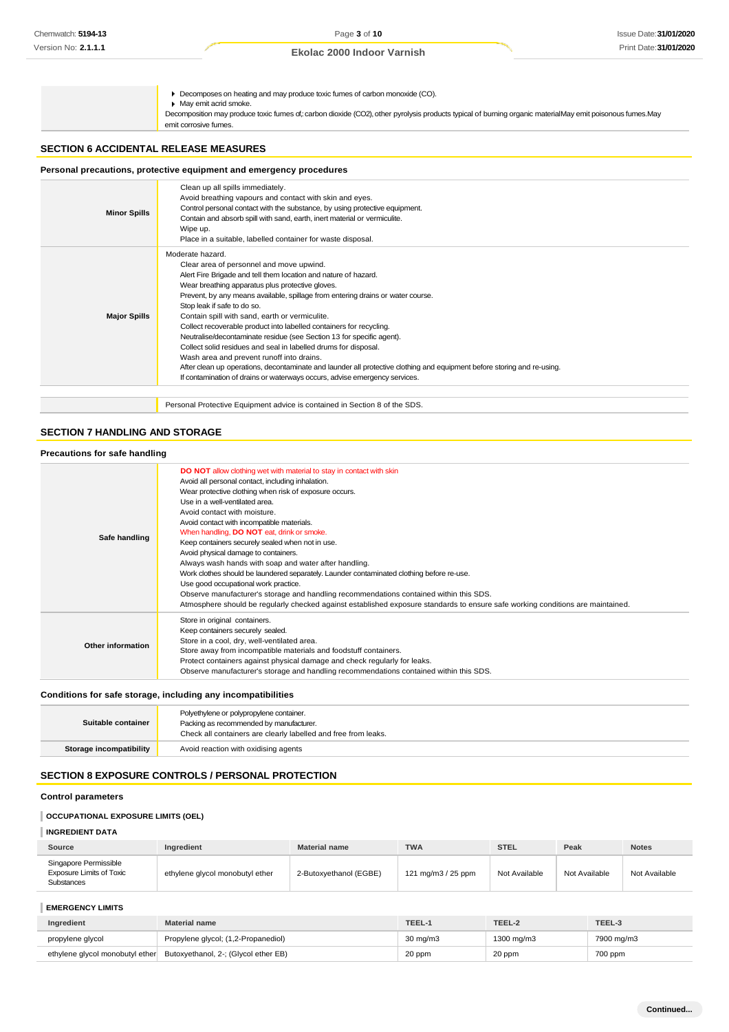| | |
|---|---|
| | Decomposes on heating and may produce toxic fumes of carbon monoxide (CO).<br>May emit acrid smoke.<br>Decomposition may produce toxic fumes of;: carbon dioxide ($CO_2$), other pyrolysis products typical of burning organic materialMay emit poisonous fumes.May emit corrosive fumes. |

## SECTION 6 ACCIDENTAL RELEASE MEASURES

### Personal precautions, protective equipment and emergency procedures

| | |
|---|---|
| **Minor Spills** | Clean up all spills immediately.<br>Avoid breathing vapours and contact with skin and eyes.<br>Control personal contact with the substance, by using protective equipment.<br>Contain and absorb spill with sand, earth, inert material or vermiculite.<br>Wipe up.<br>Place in a suitable, labelled container for waste disposal. |
| **Major Spills** | Moderate hazard.<br>Clear area of personnel and move upwind.<br>Alert Fire Brigade and tell them location and nature of hazard.<br>Wear breathing apparatus plus protective gloves.<br>Prevent, by any means available, spillage from entering drains or water course.<br>Stop leak if safe to do so.<br>Contain spill with sand, earth or vermiculite.<br>Collect recoverable product into labelled containers for recycling.<br>Neutralise/decontaminate residue (see Section 13 for specific agent).<br>Collect solid residues and seal in labelled drums for disposal.<br>Wash area and prevent runoff into drains.<br>After clean up operations, decontaminate and launder all protective clothing and equipment before storing and re-using.<br>If contamination of drains or waterways occurs, advise emergency services. |

| | |
|---|---|
| | Personal Protective Equipment advice is contained in Section 8 of the SDS. |

## SECTION 7 HANDLING AND STORAGE

### Precautions for safe handling

| | |
|---|---|
| **Safe handling** | **DO NOT** allow clothing wet with material to stay in contact with skin<br>Avoid all personal contact, including inhalation.<br>Wear protective clothing when risk of exposure occurs.<br>Use in a well-ventilated area.<br>Avoid contact with moisture.<br>Avoid contact with incompatible materials.<br>When handling, **DO NOT** eat, drink or smoke.<br>Keep containers securely sealed when not in use.<br>Avoid physical damage to containers.<br>Always wash hands with soap and water after handling.<br>Work clothes should be laundered separately. Launder contaminated clothing before re-use.<br>Use good occupational work practice.<br>Observe manufacturer's storage and handling recommendations contained within this SDS.<br>Atmosphere should be regularly checked against established exposure standards to ensure safe working conditions are maintained. |
| **Other information** | Store in original containers.<br>Keep containers securely sealed.<br>Store in a cool, dry, well-ventilated area.<br>Store away from incompatible materials and foodstuff containers.<br>Protect containers against physical damage and check regularly for leaks.<br>Observe manufacturer's storage and handling recommendations contained within this SDS. |

### Conditions for safe storage, including any incompatibilities

| | |
|---|---|
| **Suitable container** | Polyethylene or polypropylene container.<br>Packing as recommended by manufacturer.<br>Check all containers are clearly labelled and free from leaks. |
| **Storage incompatibility** | Avoid reaction with oxidising agents |

## SECTION 8 EXPOSURE CONTROLS / PERSONAL PROTECTION

### Control parameters

#### OCCUPATIONAL EXPOSURE LIMITS (OEL)

#### INGREDIENT DATA

| Source | Ingredient | Material name | TWA | STEL | Peak | Notes |
|---|---|---|---|---|---|---|
| Singapore Permissible Exposure Limits of Toxic Substances | ethylene glycol monobutyl ether | 2-Butoxyethanol (EGBE) | 121 mg/m3 / 25 ppm | Not Available | Not Available | Not Available |

#### EMERGENCY LIMITS

| Ingredient | Material name | TEEL-1 | TEEL-2 | TEEL-3 |
|---|---|---|---|---|
| propylene glycol | Propylene glycol; (1,2-Propanediol) | 30 mg/m3 | 1300 mg/m3 | 7900 mg/m3 |
| ethylene glycol monobutyl ether | Butoxyethanol, 2-; (Glycol ether EB) | 20 ppm | 20 ppm | 700 ppm |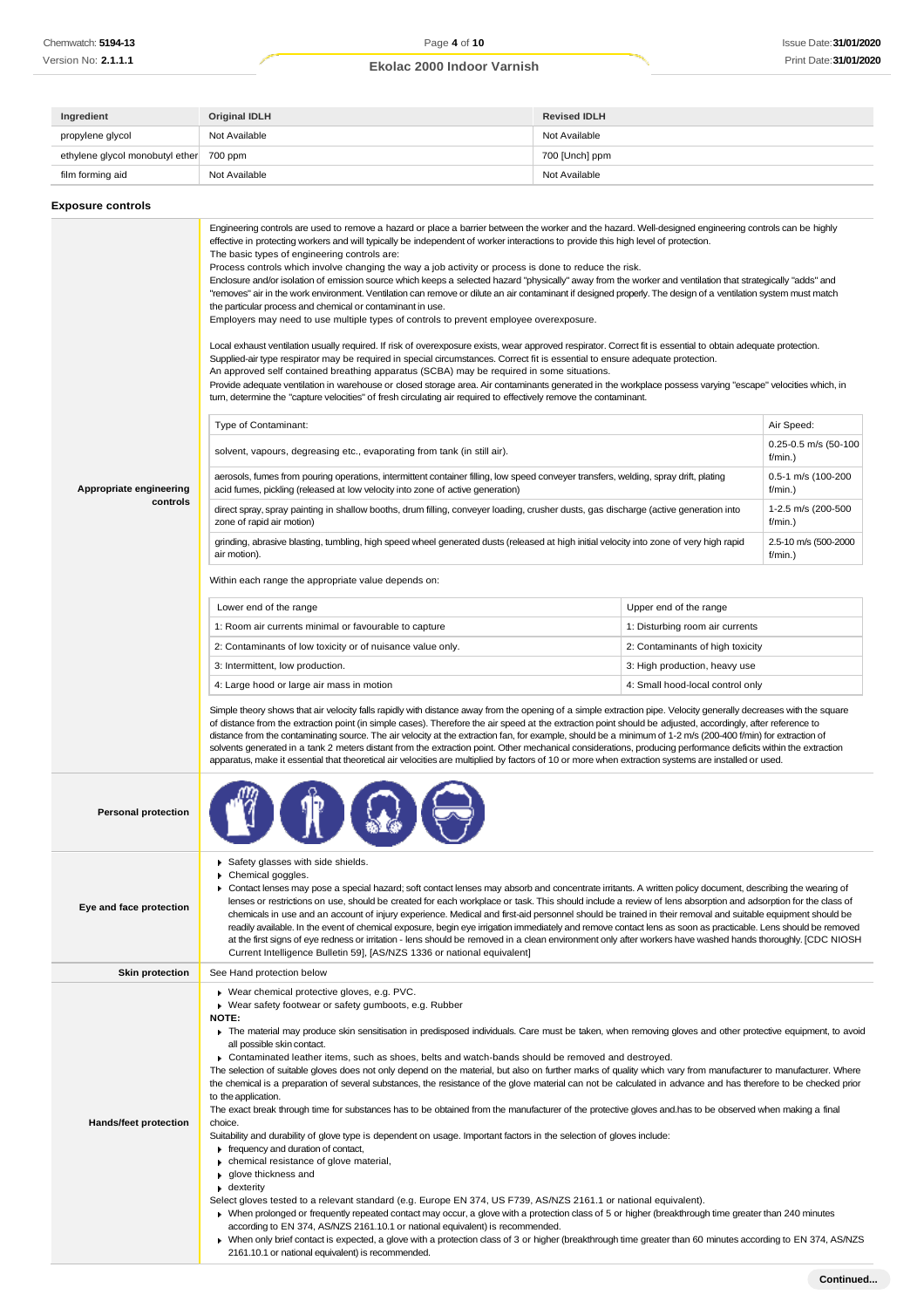| Ingredient | Original IDLH | Revised IDLH |
|---|---|---|
| propylene glycol | Not Available | Not Available |
| ethylene glycol monobutyl ether | 700 ppm | 700 [Unch] ppm |
| film forming aid | Not Available | Not Available |

## Exposure controls

**Appropriate engineering controls**

Engineering controls are used to remove a hazard or place a barrier between the worker and the hazard. Well-designed engineering controls can be highly effective in protecting workers and will typically be independent of worker interactions to provide this high level of protection.
The basic types of engineering controls are:
Process controls which involve changing the way a job activity or process is done to reduce the risk.
Enclosure and/or isolation of emission source which keeps a selected hazard "physically" away from the worker and ventilation that strategically "adds" and "removes" air in the work environment. Ventilation can remove or dilute an air contaminant if designed properly. The design of a ventilation system must match the particular process and chemical or contaminant in use.
Employers may need to use multiple types of controls to prevent employee overexposure.

Local exhaust ventilation usually required. If risk of overexposure exists, wear approved respirator. Correct fit is essential to obtain adequate protection.
Supplied-air type respirator may be required in special circumstances. Correct fit is essential to ensure adequate protection.
An approved self contained breathing apparatus (SCBA) may be required in some situations.
Provide adequate ventilation in warehouse or closed storage area. Air contaminants generated in the workplace possess varying "escape" velocities which, in turn, determine the "capture velocities" of fresh circulating air required to effectively remove the contaminant.

| Type of Contaminant: | Air Speed: |
|---|---|
| solvent, vapours, degreasing etc., evaporating from tank (in still air). | 0.25-0.5 m/s (50-100 f/min.) |
| aerosols, fumes from pouring operations, intermittent container filling, low speed conveyer transfers, welding, spray drift, plating acid fumes, pickling (released at low velocity into zone of active generation) | 0.5-1 m/s (100-200 f/min.) |
| direct spray, spray painting in shallow booths, drum filling, conveyer loading, crusher dusts, gas discharge (active generation into zone of rapid air motion) | 1-2.5 m/s (200-500 f/min.) |
| grinding, abrasive blasting, tumbling, high speed wheel generated dusts (released at high initial velocity into zone of very high rapid air motion). | 2.5-10 m/s (500-2000 f/min.) |

Within each range the appropriate value depends on:

| Lower end of the range | Upper end of the range |
|---|---|
| 1: Room air currents minimal or favourable to capture | 1: Disturbing room air currents |
| 2: Contaminants of low toxicity or of nuisance value only. | 2: Contaminants of high toxicity |
| 3: Intermittent, low production. | 3: High production, heavy use |
| 4: Large hood or large air mass in motion | 4: Small hood-local control only |

Simple theory shows that air velocity falls rapidly with distance away from the opening of a simple extraction pipe. Velocity generally decreases with the square of distance from the extraction point (in simple cases). Therefore the air speed at the extraction point should be adjusted, accordingly, after reference to distance from the contaminating source. The air velocity at the extraction fan, for example, should be a minimum of 1-2 m/s (200-400 f/min) for extraction of solvents generated in a tank 2 meters distant from the extraction point. Other mechanical considerations, producing performance deficits within the extraction apparatus, make it essential that theoretical air velocities are multiplied by factors of 10 or more when extraction systems are installed or used.

**Personal protection**

**Eye and face protection**

- Safety glasses with side shields.
- Chemical goggles.
- Contact lenses may pose a special hazard; soft contact lenses may absorb and concentrate irritants. A written policy document, describing the wearing of lenses or restrictions on use, should be created for each workplace or task. This should include a review of lens absorption and adsorption for the class of chemicals in use and an account of injury experience. Medical and first-aid personnel should be trained in their removal and suitable equipment should be readily available. In the event of chemical exposure, begin eye irrigation immediately and remove contact lens as soon as practicable. Lens should be removed at the first signs of eye redness or irritation - lens should be removed in a clean environment only after workers have washed hands thoroughly. [CDC NIOSH Current Intelligence Bulletin 59], [AS/NZS 1336 or national equivalent]

**Skin protection**

See Hand protection below

**Hands/feet protection**

- Wear chemical protective gloves, e.g. PVC.
- Wear safety footwear or safety gumboots, e.g. Rubber

**NOTE:**

- The material may produce skin sensitisation in predisposed individuals. Care must be taken, when removing gloves and other protective equipment, to avoid all possible skin contact.
- Contaminated leather items, such as shoes, belts and watch-bands should be removed and destroyed.

The selection of suitable gloves does not only depend on the material, but also on further marks of quality which vary from manufacturer to manufacturer. Where the chemical is a preparation of several substances, the resistance of the glove material can not be calculated in advance and has therefore to be checked prior to the application.
The exact break through time for substances has to be obtained from the manufacturer of the protective gloves and.has to be observed when making a final choice.
Suitability and durability of glove type is dependent on usage. Important factors in the selection of gloves include:

- frequency and duration of contact,
- chemical resistance of glove material,
- glove thickness and
- dexterity

Select gloves tested to a relevant standard (e.g. Europe EN 374, US F739, AS/NZS 2161.1 or national equivalent).

- When prolonged or frequently repeated contact may occur, a glove with a protection class of 5 or higher (breakthrough time greater than 240 minutes according to EN 374, AS/NZS 2161.10.1 or national equivalent) is recommended.
- When only brief contact is expected, a glove with a protection class of 3 or higher (breakthrough time greater than 60 minutes according to EN 374, AS/NZS 2161.10.1 or national equivalent) is recommended.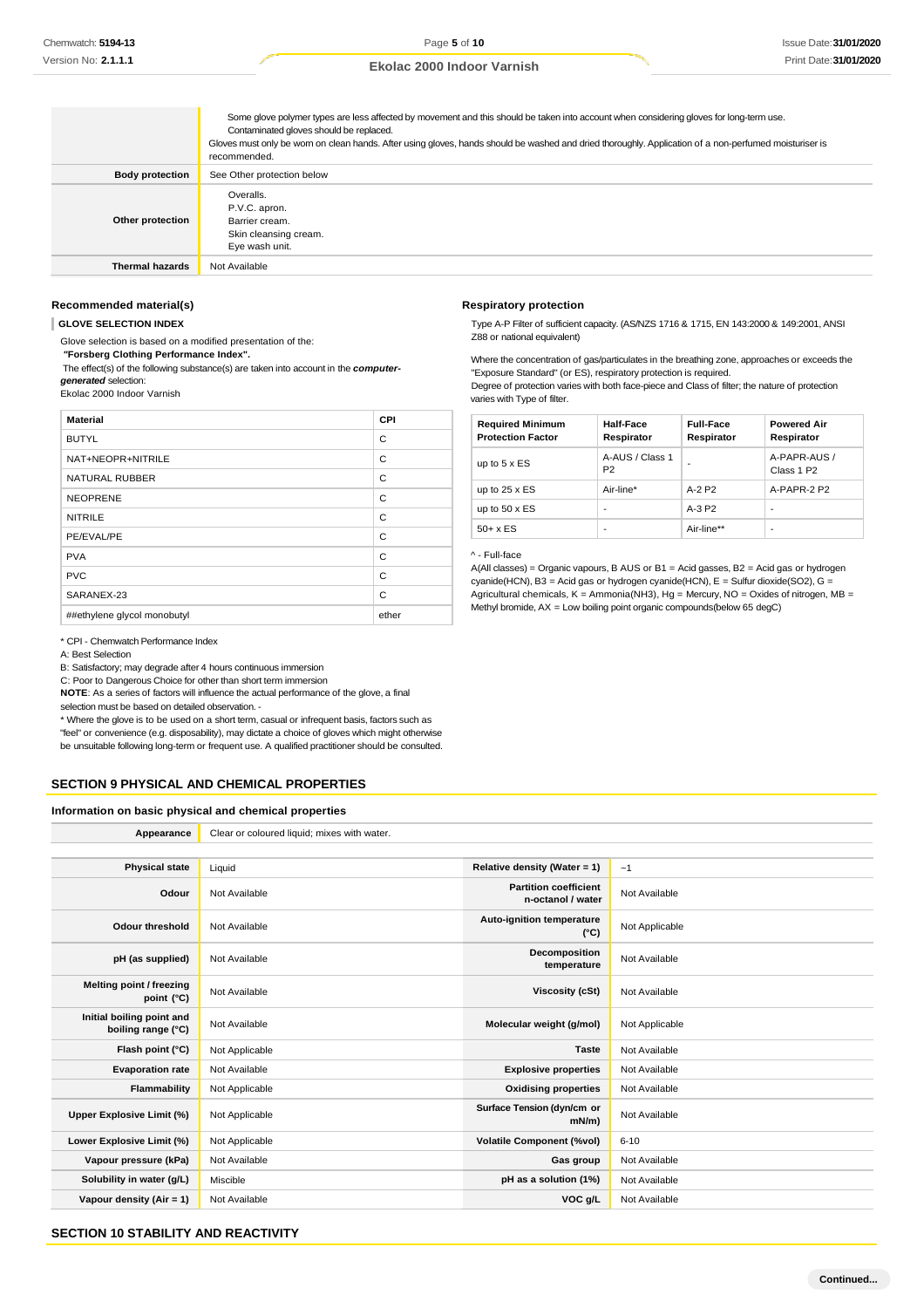| | |
|---|---|
| | Some glove polymer types are less affected by movement and this should be taken into account when considering gloves for long-term use.<br>Contaminated gloves should be replaced.<br>Gloves must only be worn on clean hands. After using gloves, hands should be washed and dried thoroughly. Application of a non-perfumed moisturiser is recommended. |
| **Body protection** | See Other protection below |
| **Other protection** | Overalls.<br>P.V.C. apron.<br>Barrier cream.<br>Skin cleansing cream.<br>Eye wash unit. |
| **Thermal hazards** | Not Available |

### Recommended material(s)

**GLOVE SELECTION INDEX**

Glove selection is based on a modified presentation of the:
***"Forsberg Clothing Performance Index".***
The effect(s) of the following substance(s) are taken into account in the ***computer-generated*** selection:
Ekolac 2000 Indoor Varnish

| Material | CPI |
|---|---|
| BUTYL | C |
| NAT+NEOPR+NITRILE | C |
| NATURAL RUBBER | C |
| NEOPRENE | C |
| NITRILE | C |
| PE/EVAL/PE | C |
| PVA | C |
| PVC | C |
| SARANEX-23 | C |
| ##ethylene glycol monobutyl | ether |

\* CPI - Chemwatch Performance Index
A: Best Selection
B: Satisfactory; may degrade after 4 hours continuous immersion
C: Poor to Dangerous Choice for other than short term immersion
**NOTE**: As a series of factors will influence the actual performance of the glove, a final selection must be based on detailed observation. -
\* Where the glove is to be used on a short term, casual or infrequent basis, factors such as "feel" or convenience (e.g. disposability), may dictate a choice of gloves which might otherwise be unsuitable following long-term or frequent use. A qualified practitioner should be consulted.

### Respiratory protection

Type A-P Filter of sufficient capacity. (AS/NZS 1716 & 1715, EN 143:2000 & 149:2001, ANSI Z88 or national equivalent)

Where the concentration of gas/particulates in the breathing zone, approaches or exceeds the "Exposure Standard" (or ES), respiratory protection is required.
Degree of protection varies with both face-piece and Class of filter; the nature of protection varies with Type of filter.

| Required Minimum Protection Factor | Half-Face Respirator | Full-Face Respirator | Powered Air Respirator |
|---|---|---|---|
| up to 5 x ES | A-AUS / Class 1 P2 | - | A-PAPR-AUS / Class 1 P2 |
| up to 25 x ES | Air-line* | A-2 P2 | A-PAPR-2 P2 |
| up to 50 x ES | - | A-3 P2 | - |
| 50+ x ES | - | Air-line** | - |

^ - Full-face
A(All classes) = Organic vapours, B AUS or B1 = Acid gasses, B2 = Acid gas or hydrogen cyanide(HCN), B3 = Acid gas or hydrogen cyanide(HCN), E = Sulfur dioxide($SO_2$), G = Agricultural chemicals, K = Ammonia($NH_3$), Hg = Mercury, NO = Oxides of nitrogen, MB = Methyl bromide, AX = Low boiling point organic compounds(below 65 degC)

## SECTION 9 PHYSICAL AND CHEMICAL PROPERTIES

### Information on basic physical and chemical properties

| | |
|---|---|
| **Appearance** | Clear or coloured liquid; mixes with water. |

| | | | |
|---|---|---|---|
| **Physical state** | Liquid | **Relative density (Water = 1)** | ~1 |
| **Odour** | Not Available | **Partition coefficient n-octanol / water** | Not Available |
| **Odour threshold** | Not Available | **Auto-ignition temperature (°C)** | Not Applicable |
| **pH (as supplied)** | Not Available | **Decomposition temperature** | Not Available |
| **Melting point / freezing point (°C)** | Not Available | **Viscosity (cSt)** | Not Available |
| **Initial boiling point and boiling range (°C)** | Not Available | **Molecular weight (g/mol)** | Not Applicable |
| **Flash point (°C)** | Not Applicable | **Taste** | Not Available |
| **Evaporation rate** | Not Available | **Explosive properties** | Not Available |
| **Flammability** | Not Applicable | **Oxidising properties** | Not Available |
| **Upper Explosive Limit (%)** | Not Applicable | **Surface Tension (dyn/cm or mN/m)** | Not Available |
| **Lower Explosive Limit (%)** | Not Applicable | **Volatile Component (%vol)** | 6-10 |
| **Vapour pressure (kPa)** | Not Available | **Gas group** | Not Available |
| **Solubility in water (g/L)** | Miscible | **pH as a solution (1%)** | Not Available |
| **Vapour density (Air = 1)** | Not Available | **VOC g/L** | Not Available |

## SECTION 10 STABILITY AND REACTIVITY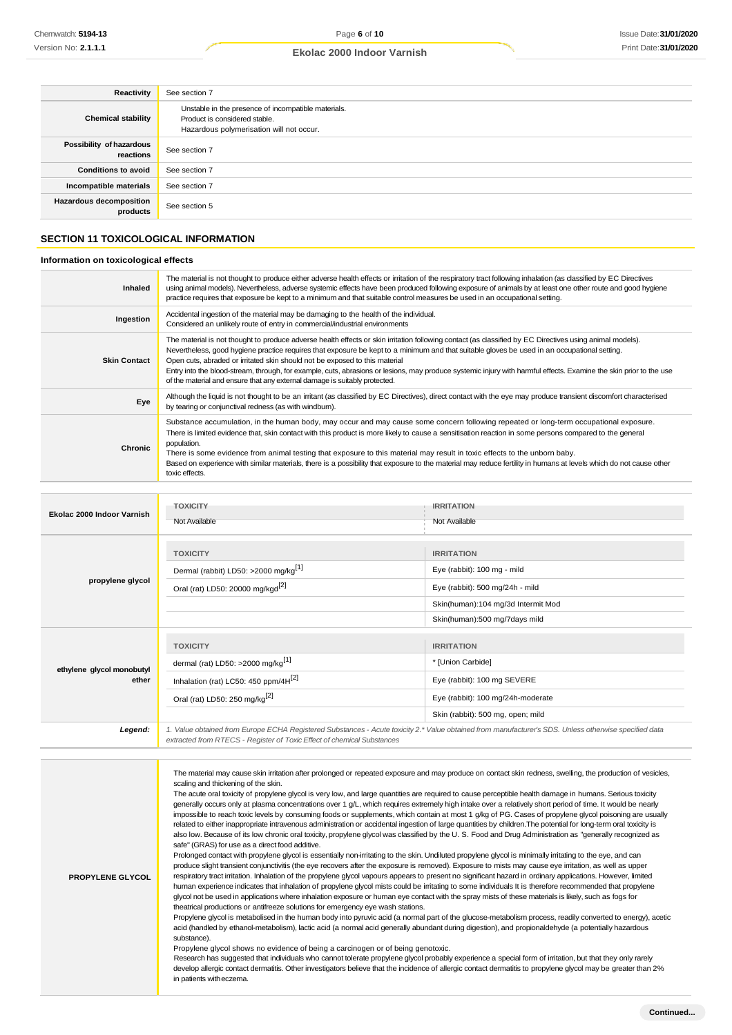| | |
|---|---|
| **Reactivity** | See section 7 |
| **Chemical stability** | Unstable in the presence of incompatible materials.<br>Product is considered stable.<br>Hazardous polymerisation will not occur. |
| **Possibility of hazardous reactions** | See section 7 |
| **Conditions to avoid** | See section 7 |
| **Incompatible materials** | See section 7 |
| **Hazardous decomposition products** | See section 5 |

## SECTION 11 TOXICOLOGICAL INFORMATION

### Information on toxicological effects

| | |
|---|---|
| **Inhaled** | The material is not thought to produce either adverse health effects or irritation of the respiratory tract following inhalation (as classified by EC Directives using animal models). Nevertheless, adverse systemic effects have been produced following exposure of animals by at least one other route and good hygiene practice requires that exposure be kept to a minimum and that suitable control measures be used in an occupational setting. |
| **Ingestion** | Accidental ingestion of the material may be damaging to the health of the individual.<br>Considered an unlikely route of entry in commercial/industrial environments |
| **Skin Contact** | The material is not thought to produce adverse health effects or skin irritation following contact (as classified by EC Directives using animal models). Nevertheless, good hygiene practice requires that exposure be kept to a minimum and that suitable gloves be used in an occupational setting.<br>Open cuts, abraded or irritated skin should not be exposed to this material<br>Entry into the blood-stream, through, for example, cuts, abrasions or lesions, may produce systemic injury with harmful effects. Examine the skin prior to the use of the material and ensure that any external damage is suitably protected. |
| **Eye** | Although the liquid is not thought to be an irritant (as classified by EC Directives), direct contact with the eye may produce transient discomfort characterised by tearing or conjunctival redness (as with windburn). |
| **Chronic** | Substance accumulation, in the human body, may occur and may cause some concern following repeated or long-term occupational exposure.<br>There is limited evidence that, skin contact with this product is more likely to cause a sensitisation reaction in some persons compared to the general population.<br>There is some evidence from animal testing that exposure to this material may result in toxic effects to the unborn baby.<br>Based on experience with similar materials, there is a possibility that exposure to the material may reduce fertility in humans at levels which do not cause other toxic effects. |

| | TOXICITY | IRRITATION |
|---|---|---|
| **Ekolac 2000 Indoor Varnish** | Not Available | Not Available |
| **propylene glycol** | **TOXICITY** | **IRRITATION** |
| | Dermal (rabbit) LD50: >2000 mg/kg[1] | Eye (rabbit): 100 mg - mild |
| | Oral (rat) LD50: 20000 mg/kgd[2] | Eye (rabbit): 500 mg/24h - mild |
| | | Skin(human):104 mg/3d Intermit Mod |
| | | Skin(human):500 mg/7days mild |
| **ethylene glycol monobutyl ether** | **TOXICITY** | **IRRITATION** |
| | dermal (rat) LD50: >2000 mg/kg[1] | * [Union Carbide] |
| | Inhalation (rat) LC50: 450 ppm/4H[2] | Eye (rabbit): 100 mg SEVERE |
| | Oral (rat) LD50: 250 mg/kg[2] | Eye (rabbit): 100 mg/24h-moderate |
| | | Skin (rabbit): 500 mg, open; mild |
| ***Legend:*** | *1. Value obtained from Europe ECHA Registered Substances - Acute toxicity 2.* Value obtained from manufacturer's SDS. Unless otherwise specified data extracted from RTECS - Register of Toxic Effect of chemical Substances* | |

| | |
|---|---|
| **PROPYLENE GLYCOL** | The material may cause skin irritation after prolonged or repeated exposure and may produce on contact skin redness, swelling, the production of vesicles, scaling and thickening of the skin.<br>The acute oral toxicity of propylene glycol is very low, and large quantities are required to cause perceptible health damage in humans. Serious toxicity generally occurs only at plasma concentrations over 1 g/L, which requires extremely high intake over a relatively short period of time. It would be nearly impossible to reach toxic levels by consuming foods or supplements, which contain at most 1 g/kg of PG. Cases of propylene glycol poisoning are usually related to either inappropriate intravenous administration or accidental ingestion of large quantities by children.The potential for long-term oral toxicity is also low. Because of its low chronic oral toxicity, propylene glycol was classified by the U. S. Food and Drug Administration as "generally recognized as safe" (GRAS) for use as a direct food additive.<br>Prolonged contact with propylene glycol is essentially non-irritating to the skin. Undiluted propylene glycol is minimally irritating to the eye, and can produce slight transient conjunctivitis (the eye recovers after the exposure is removed). Exposure to mists may cause eye irritation, as well as upper respiratory tract irritation. Inhalation of the propylene glycol vapours appears to present no significant hazard in ordinary applications. However, limited human experience indicates that inhalation of propylene glycol mists could be irritating to some individuals It is therefore recommended that propylene glycol not be used in applications where inhalation exposure or human eye contact with the spray mists of these materials is likely, such as fogs for theatrical productions or antifreeze solutions for emergency eye wash stations.<br>Propylene glycol is metabolised in the human body into pyruvic acid (a normal part of the glucose-metabolism process, readily converted to energy), acetic acid (handled by ethanol-metabolism), lactic acid (a normal acid generally abundant during digestion), and propionaldehyde (a potentially hazardous substance).<br>Propylene glycol shows no evidence of being a carcinogen or of being genotoxic.<br>Research has suggested that individuals who cannot tolerate propylene glycol probably experience a special form of irritation, but that they only rarely develop allergic contact dermatitis. Other investigators believe that the incidence of allergic contact dermatitis to propylene glycol may be greater than 2% in patients with eczema. |

**Continued...**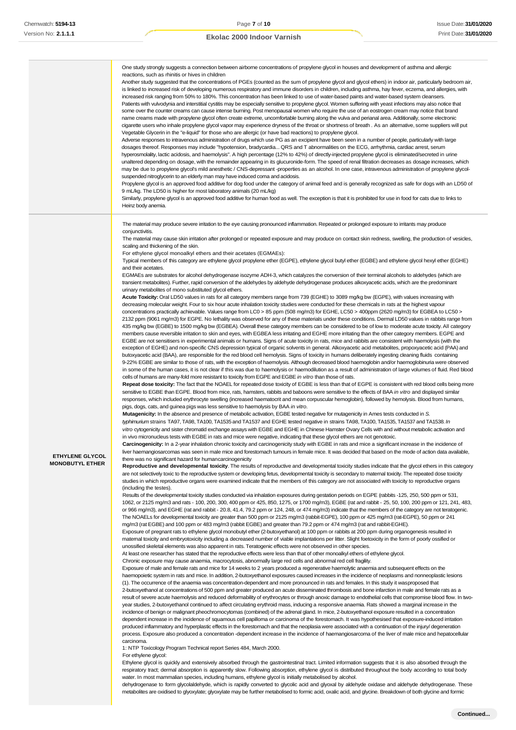| | |
|---|---|
| | One study strongly suggests a connection between airborne concentrations of propylene glycol in houses and development of asthma and allergic reactions, such as rhinitis or hives in children<br>Another study suggested that the concentrations of PGEs (counted as the sum of propylene glycol and glycol ethers) in indoor air, particularly bedroom air, is linked to increased risk of developing numerous respiratory and immune disorders in children, including asthma, hay fever, eczema, and allergies, with increased risk ranging from 50% to 180%. This concentration has been linked to use of water-based paints and water-based system cleansers.<br>Patients with vulvodynia and interstitial cystitis may be especially sensitive to propylene glycol. Women suffering with yeast infections may also notice that some over the counter creams can cause intense burning. Post menopausal women who require the use of an estrogen cream may notice that brand name creams made with propylene glycol often create extreme, uncomfortable burning along the vulva and perianal area. Additionally, some electronic cigarette users who inhale propylene glycol vapor may experience dryness of the throat or shortness of breath . As an alternative, some suppliers will put Vegetable Glycerin in the "e-liquid" for those who are allergic (or have bad reactions) to propylene glycol.<br>Adverse responses to intravenous administration of drugs which use PG as an excipient have been seen in a number of people, particularly with large dosages thereof. Responses may include "hypotension, bradycardia... QRS and T abnormalities on the ECG, arrhythmia, cardiac arrest, serum hyperosmolality, lactic acidosis, and haemolysis". A high percentage (12% to 42%) of directly-injected propylene glycol is eliminated/secreted in urine unaltered depending on dosage, with the remainder appearing in its glucuronide-form. The speed of renal filtration decreases as dosage increases, which may be due to propylene glycol's mild anesthetic / CNS-depressant -properties as an alcohol. In one case, intravenous administration of propylene glycol-suspended nitroglycerin to an elderly man may have induced coma and acidosis.<br>Propylene glycol is an approved food additive for dog food under the category of animal feed and is generally recognized as safe for dogs with an LD50 of 9 mL/kg. The LD50 is higher for most laboratory animals (20 mL/kg)<br>Similarly, propylene glycol is an approved food additive for human food as well. The exception is that it is prohibited for use in food for cats due to links to Heinz body anemia. |
| **ETHYLENE GLYCOL MONOBUTYL ETHER** | The material may produce severe irritation to the eye causing pronounced inflammation. Repeated or prolonged exposure to irritants may produce conjunctivitis.<br>The material may cause skin irritation after prolonged or repeated exposure and may produce on contact skin redness, swelling, the production of vesicles, scaling and thickening of the skin.<br>For ethylene glycol monoalkyl ethers and their acetates (EGMAEs):<br>Typical members of this category are ethylene glycol propylene ether (EGPE), ethylene glycol butyl ether (EGBE) and ethylene glycol hexyl ether (EGHE) and their acetates.<br>EGMAEs are substrates for alcohol dehydrogenase isozyme ADH-3, which catalyzes the conversion of their terminal alcohols to aldehydes (which are transient metabolites). Further, rapid conversion of the aldehydes by aldehyde dehydrogenase produces alkoxyacetic acids, which are the predominant urinary metabolites of mono substituted glycol ethers.<br>**Acute Toxicity:** Oral LD50 values in rats for all category members range from 739 (EGHE) to 3089 mg/kg bw (EGPE), with values increasing with decreasing molecular weight. Four to six hour acute inhalation toxicity studies were conducted for these chemicals in rats at the highest vapour concentrations practically achievable. Values range from LC0 > 85 ppm (508 mg/m3) for EGHE, LC50 > 400ppm (2620 mg/m3) for EGBEA to LC50 > 2132 ppm (9061 mg/m3) for EGPE. No lethality was observed for any of these materials under these conditions. Dermal LD50 values in rabbits range from 435 mg/kg bw (EGBE) to 1500 mg/kg bw (EGBEA). Overall these category members can be considered to be of low to moderate acute toxicity. All category members cause reversible irritation to skin and eyes, with EGBEA less irritating and EGHE more irritating than the other category members. EGPE and EGBE are not sensitisers in experimental animals or humans. Signs of acute toxicity in rats, mice and rabbits are consistent with haemolysis (with the exception of EGHE) and non-specific CNS depression typical of organic solvents in general. Alkoxyacetic acid metabolites, propoxyacetic acid (PAA) and butoxyacetic acid (BAA), are responsible for the red blood cell hemolysis. Signs of toxicity in humans deliberately ingesting cleaning fluids containing 9-22% EGBE are similar to those of rats, with the exception of haemolysis. Although decreased blood haemoglobin and/or haemoglobinuria were observed in some of the human cases, it is not clear if this was due to haemolysis or haemodilution as a result of administration of large volumes of fluid. Red blood cells of humans are many-fold more resistant to toxicity from EGPE and EGBE *in vitro* than those of rats.<br>**Repeat dose toxicity:** The fact that the NOAEL for repeated dose toxicity of EGBE is less than that of EGPE is consistent with red blood cells being more sensitive to EGBE than EGPE. Blood from mice, rats, hamsters, rabbits and baboons were sensitive to the effects of BAA *in vitro* and displayed similar responses, which included erythrocyte swelling (increased haematocrit and mean corpuscular hemoglobin), followed by hemolysis. Blood from humans, pigs, dogs, cats, and guinea pigs was less sensitive to haemolysis by BAA *in vitro*.<br>**Mutagenicity:** In the absence and presence of metabolic activation, EGBE tested negative for mutagenicity in Ames tests conducted in *S. typhimurium* strains TA97, TA98, TA100, TA1535 and TA1537 and EGHE tested negative in strains TA98, TA100, TA1535, TA1537 and TA1538. *In vitro* cytogenicity and sister chromatid exchange assays with EGBE and EGHE in Chinese Hamster Ovary Cells with and without metabolic activation and in vivo micronucleus tests with EGBE in rats and mice were negative, indicating that these glycol ethers are not genotoxic.<br>**Carcinogenicity:** In a 2-year inhalation chronic toxicity and carcinogenicity study with EGBE in rats and mice a significant increase in the incidence of liver haemangiosarcomas was seen in male mice and forestomach tumours in female mice. It was decided that based on the mode of action data available, there was no significant hazard for humancarcinogenicity<br>**Reproductive and developmental toxicity**. The results of reproductive and developmental toxicity studies indicate that the glycol ethers in this category are not selectively toxic to the reproductive system or developing fetus, developmental toxicity is secondary to maternal toxicity. The repeated dose toxicity studies in which reproductive organs were examined indicate that the members of this category are not associated with toxicity to reproductive organs (including the testes).<br>Results of the developmental toxicity studies conducted via inhalation exposures during gestation periods on EGPE (rabbits -125, 250, 500 ppm or 531, 1062, or 2125 mg/m3 and rats - 100, 200, 300, 400 ppm or 425, 850, 1275, or 1700 mg/m3), EGBE (rat and rabbit - 25, 50, 100, 200 ppm or 121, 241, 483, or 966 mg/m3), and EGHE (rat and rabbit - 20.8, 41.4, 79.2 ppm or 124, 248, or 474 mg/m3) indicate that the members of the category are not teratogenic. The NOAELs for developmental toxicity are greater than 500 ppm or 2125 mg/m3 (rabbit-EGPE), 100 ppm or 425 mg/m3 (rat-EGPE), 50 ppm or 241 mg/m3 (rat EGBE) and 100 ppm or 483 mg/m3 (rabbit EGBE) and greater than 79.2 ppm or 474 mg/m3 (rat and rabbit-EGHE).<br>Exposure of pregnant rats to ethylene glycol monobutyl ether (2-butoxyethanol) at 100 ppm or rabbits at 200 ppm during organogenesis resulted in maternal toxicity and embryotoxicity including a decreased number of viable implantations per litter. Slight foetoxicity in the form of poorly ossified or unossified skeletal elements was also apparent in rats. Teratogenic effects were not observed in other species.<br>At least one researcher has stated that the reproductive effects were less than that of other monoalkyl ethers of ethylene glycol.<br>Chronic exposure may cause anaemia, macrocytosis, abnormally large red cells and abnormal red cell fragility.<br>Exposure of male and female rats and mice for 14 weeks to 2 years produced a regenerative haemolytic anaemia and subsequent effects on the haemopoietic system in rats and mice. In addition, 2-butoxyethanol exposures caused increases in the incidence of neoplasms and nonneoplastic lesions (1). The occurrence of the anaemia was concentration-dependent and more pronounced in rats and females. In this study it wasproposed that 2-butoxyethanol at concentrations of 500 ppm and greater produced an acute disseminated thrombosis and bone infarction in male and female rats as a result of severe acute haemolysis and reduced deformability of erythrocytes or through anoxic damage to endothelial cells that compromise blood flow. In two-year studies, 2-butoxyethanol continued to affect circulating erythroid mass, inducing a responsive anaemia. Rats showed a marginal increase in the incidence of benign or malignant pheochromocytomas (combined) of the adrenal gland. In mice, 2-butoxyethanol exposure resulted in a concentration dependent increase in the incidence of squamous cell papilloma or carcinoma of the forestomach. It was hypothesised that exposure-induced irritation produced inflammatory and hyperplastic effects in the forestomach and that the neoplasia were associated with a continuation of the injury/ degeneration process. Exposure also produced a concentration -dependent increase in the incidence of haemangiosarcoma of the liver of male mice and hepatocellular carcinoma.<br>1: NTP Toxicology Program Technical report Series 484, March 2000.<br>For ethylene glycol:<br>Ethylene glycol is quickly and extensively absorbed through the gastrointestinal tract. Limited information suggests that it is also absorbed through the respiratory tract; dermal absorption is apparently slow. Following absorption, ethylene glycol is distributed throughout the body according to total body water. In most mammalian species, including humans, ethylene glycol is initially metabolised by alcohol.<br>dehydrogenase to form glycolaldehyde, which is rapidly converted to glycolic acid and glyoxal by aldehyde oxidase and aldehyde dehydrogenase. These metabolites are oxidised to glyoxylate; glyoxylate may be further metabolised to formic acid, oxalic acid, and glycine. Breakdown of both glycine and formic |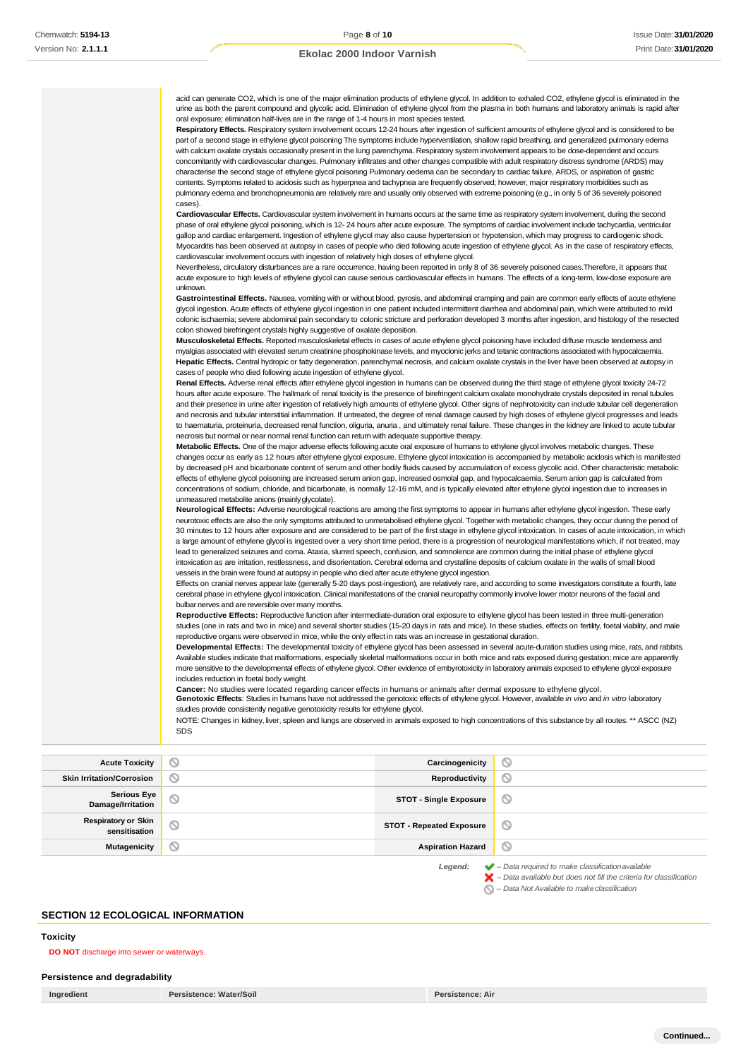acid can generate $CO_2$, which is one of the major elimination products of ethylene glycol. In addition to exhaled $CO_2$, ethylene glycol is eliminated in the urine as both the parent compound and glycolic acid. Elimination of ethylene glycol from the plasma in both humans and laboratory animals is rapid after oral exposure; elimination half-lives are in the range of 1-4 hours in most species tested.

**Respiratory Effects.** Respiratory system involvement occurs 12-24 hours after ingestion of sufficient amounts of ethylene glycol and is considered to be part of a second stage in ethylene glycol poisoning The symptoms include hyperventilation, shallow rapid breathing, and generalized pulmonary edema with calcium oxalate crystals occasionally present in the lung parenchyma. Respiratory system involvement appears to be dose-dependent and occurs concomitantly with cardiovascular changes. Pulmonary infiltrates and other changes compatible with adult respiratory distress syndrome (ARDS) may characterise the second stage of ethylene glycol poisoning Pulmonary oedema can be secondary to cardiac failure, ARDS, or aspiration of gastric contents. Symptoms related to acidosis such as hyperpnea and tachypnea are frequently observed; however, major respiratory morbidities such as pulmonary edema and bronchopneumonia are relatively rare and usually only observed with extreme poisoning (e.g., in only 5 of 36 severely poisoned cases).

**Cardiovascular Effects.** Cardiovascular system involvement in humans occurs at the same time as respiratory system involvement, during the second phase of oral ethylene glycol poisoning, which is 12- 24 hours after acute exposure. The symptoms of cardiac involvement include tachycardia, ventricular gallop and cardiac enlargement. Ingestion of ethylene glycol may also cause hypertension or hypotension, which may progress to cardiogenic shock. Myocarditis has been observed at autopsy in cases of people who died following acute ingestion of ethylene glycol. As in the case of respiratory effects, cardiovascular involvement occurs with ingestion of relatively high doses of ethylene glycol.

Nevertheless, circulatory disturbances are a rare occurrence, having been reported in only 8 of 36 severely poisoned cases.Therefore, it appears that acute exposure to high levels of ethylene glycol can cause serious cardiovascular effects in humans. The effects of a long-term, low-dose exposure are unknown.

**Gastrointestinal Effects.** Nausea, vomiting with or without blood, pyrosis, and abdominal cramping and pain are common early effects of acute ethylene glycol ingestion. Acute effects of ethylene glycol ingestion in one patient included intermittent diarrhea and abdominal pain, which were attributed to mild colonic ischaemia; severe abdominal pain secondary to colonic stricture and perforation developed 3 months after ingestion, and histology of the resected colon showed birefringent crystals highly suggestive of oxalate deposition.

**Musculoskeletal Effects.** Reported musculoskeletal effects in cases of acute ethylene glycol poisoning have included diffuse muscle tenderness and myalgias associated with elevated serum creatinine phosphokinase levels, and myoclonic jerks and tetanic contractions associated with hypocalcaemia.

**Hepatic Effects.** Central hydropic or fatty degeneration, parenchymal necrosis, and calcium oxalate crystals in the liver have been observed at autopsy in cases of people who died following acute ingestion of ethylene glycol.

**Renal Effects.** Adverse renal effects after ethylene glycol ingestion in humans can be observed during the third stage of ethylene glycol toxicity 24-72 hours after acute exposure. The hallmark of renal toxicity is the presence of birefringent calcium oxalate monohydrate crystals deposited in renal tubules and their presence in urine after ingestion of relatively high amounts of ethylene glycol. Other signs of nephrotoxicity can include tubular cell degeneration and necrosis and tubular interstitial inflammation. If untreated, the degree of renal damage caused by high doses of ethylene glycol progresses and leads to haematuria, proteinuria, decreased renal function, oliguria, anuria , and ultimately renal failure. These changes in the kidney are linked to acute tubular necrosis but normal or near normal renal function can return with adequate supportive therapy.

**Metabolic Effects.** One of the major adverse effects following acute oral exposure of humans to ethylene glycol involves metabolic changes. These changes occur as early as 12 hours after ethylene glycol exposure. Ethylene glycol intoxication is accompanied by metabolic acidosis which is manifested by decreased pH and bicarbonate content of serum and other bodily fluids caused by accumulation of excess glycolic acid. Other characteristic metabolic effects of ethylene glycol poisoning are increased serum anion gap, increased osmolal gap, and hypocalcaemia. Serum anion gap is calculated from concentrations of sodium, chloride, and bicarbonate, is normally 12-16 mM, and is typically elevated after ethylene glycol ingestion due to increases in unmeasured metabolite anions (mainly glycolate).

**Neurological Effects:** Adverse neurological reactions are among the first symptoms to appear in humans after ethylene glycol ingestion. These early neurotoxic effects are also the only symptoms attributed to unmetabolised ethylene glycol. Together with metabolic changes, they occur during the period of 30 minutes to 12 hours after exposure and are considered to be part of the first stage in ethylene glycol intoxication. In cases of acute intoxication, in which a very large amount of ethylene glycol is ingested over a very short time period, there is a progression of neurological manifestations which, if not treated, may lead to generalized seizures and coma. Ataxia, slurred speech, confusion, and somnolence are common during the initial phase of ethylene glycol intoxication as are irritation, restlessness, and disorientation. Cerebral edema and crystalline deposits of calcium oxalate in the walls of small blood vessels in the brain were found at autopsy in people who died after acute ethylene glycol ingestion.

Effects on cranial nerves appear late (generally 5-20 days post-ingestion), are relatively rare, and according to some investigators constitute a fourth, late cerebral phase in ethylene glycol intoxication. Clinical manifestations of the cranial neuropathy commonly involve lower motor neurons of the facial and bulbar nerves and are reversible over many months.

**Reproductive Effects:** Reproductive function after intermediate-duration oral exposure to ethylene glycol has been tested in three multi-generation studies (one in rats and two in mice) and several shorter studies (15-20 days in rats and mice). In these studies, effects on fertility, foetal viability, and male reproductive organs were observed in mice, while the only effect in rats was an increase in gestational duration.

**Developmental Effects:** The developmental toxicity of ethylene glycol has been assessed in several acute-duration studies using mice, rats, and rabbits. Available studies indicate that malformations, especially skeletal malformations occur in both mice and rats exposed during gestation; mice are apparently more sensitive to the developmental effects of ethylene glycol. Other evidence of embyrotoxicity in laboratory animals exposed to ethylene glycol exposure includes reduction in foetal body weight.

**Cancer:** No studies were located regarding cancer effects in humans or animals after dermal exposure to ethylene glycol.

**Genotoxic Effects**: Studies in humans have not addressed the genotoxic effects of ethylene glycol. However, available *in vivo* and *in vitro* laboratory studies provide consistently negative genotoxicity results for ethylene glycol.

NOTE: Changes in kidney, liver, spleen and lungs are observed in animals exposed to high concentrations of this substance by all routes. ** ASCC (NZ) SDS

| Acute Toxicity | ⊘ | Carcinogenicity | ⊘ |
|---|---|---|---|
| Skin Irritation/Corrosion | ⊘ | Reproductivity | ⊘ |
| Serious Eye Damage/Irritation | ⊘ | STOT - Single Exposure | ⊘ |
| Respiratory or Skin sensitisation | ⊘ | STOT - Repeated Exposure | ⊘ |
| Mutagenicity | ⊘ | Aspiration Hazard | ⊘ |

*Legend:*
✔ – *Data required to make classification available*
✘ – *Data available but does not fill the criteria for classification*
⊘ – *Data Not Available to make classification*

## SECTION 12 ECOLOGICAL INFORMATION

### Toxicity

**DO NOT** discharge into sewer or waterways.

### Persistence and degradability

| Ingredient | Persistence: Water/Soil | Persistence: Air |
|---|---|---|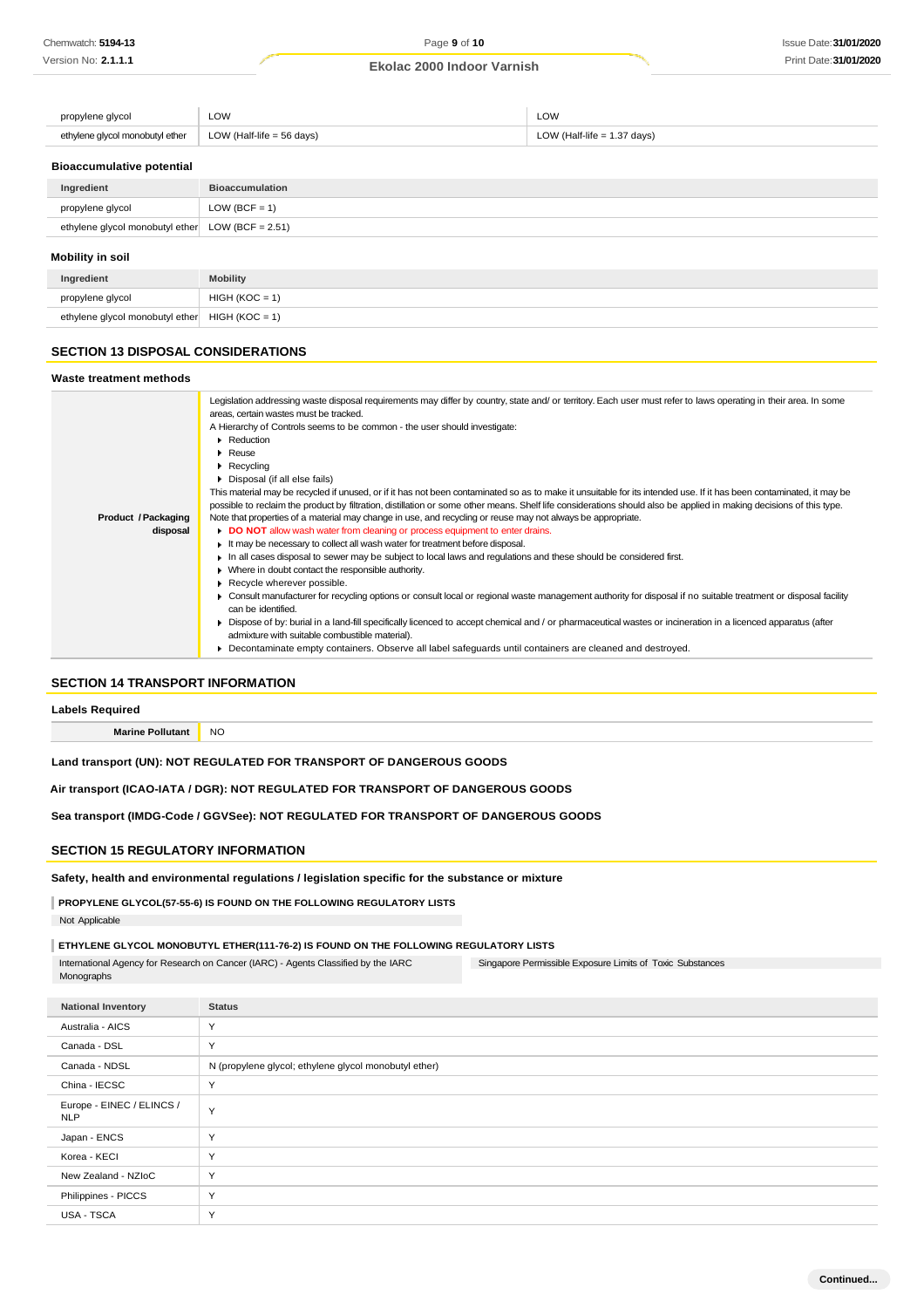| | | |
|---|---|---|
| propylene glycol | LOW | LOW |
| ethylene glycol monobutyl ether | LOW (Half-life = 56 days) | LOW (Half-life = 1.37 days) |

### Bioaccumulative potential

| Ingredient | Bioaccumulation |
|---|---|
| propylene glycol | LOW (BCF = 1) |
| ethylene glycol monobutyl ether | LOW (BCF = 2.51) |

### Mobility in soil

| Ingredient | Mobility |
|---|---|
| propylene glycol | HIGH (KOC = 1) |
| ethylene glycol monobutyl ether | HIGH (KOC = 1) |

## SECTION 13 DISPOSAL CONSIDERATIONS

### Waste treatment methods

**Product / Packaging disposal**

Legislation addressing waste disposal requirements may differ by country, state and/ or territory. Each user must refer to laws operating in their area. In some areas, certain wastes must be tracked.

A Hierarchy of Controls seems to be common - the user should investigate:

- Reduction
- Reuse
- Recycling
- Disposal (if all else fails)

This material may be recycled if unused, or if it has not been contaminated so as to make it unsuitable for its intended use. If it has been contaminated, it may be possible to reclaim the product by filtration, distillation or some other means. Shelf life considerations should also be applied in making decisions of this type. Note that properties of a material may change in use, and recycling or reuse may not always be appropriate.

- **DO NOT** allow wash water from cleaning or process equipment to enter drains.
- It may be necessary to collect all wash water for treatment before disposal.
- In all cases disposal to sewer may be subject to local laws and regulations and these should be considered first.
- Where in doubt contact the responsible authority.
- Recycle wherever possible.
- Consult manufacturer for recycling options or consult local or regional waste management authority for disposal if no suitable treatment or disposal facility can be identified.
- Dispose of by: burial in a land-fill specifically licenced to accept chemical and / or pharmaceutical wastes or incineration in a licenced apparatus (after admixture with suitable combustible material).
- Decontaminate empty containers. Observe all label safeguards until containers are cleaned and destroyed.

## SECTION 14 TRANSPORT INFORMATION

### Labels Required

| | |
|---|---|
| **Marine Pollutant** | NO |

**Land transport (UN): NOT REGULATED FOR TRANSPORT OF DANGEROUS GOODS**

**Air transport (ICAO-IATA / DGR): NOT REGULATED FOR TRANSPORT OF DANGEROUS GOODS**

**Sea transport (IMDG-Code / GGVSee): NOT REGULATED FOR TRANSPORT OF DANGEROUS GOODS**

## SECTION 15 REGULATORY INFORMATION

### Safety, health and environmental regulations / legislation specific for the substance or mixture

**PROPYLENE GLYCOL(57-55-6) IS FOUND ON THE FOLLOWING REGULATORY LISTS**

Not Applicable

**ETHYLENE GLYCOL MONOBUTYL ETHER(111-76-2) IS FOUND ON THE FOLLOWING REGULATORY LISTS**

International Agency for Research on Cancer (IARC) - Agents Classified by the IARC Monographs

Singapore Permissible Exposure Limits of Toxic Substances

| National Inventory | Status |
|---|---|
| Australia - AICS | Y |
| Canada - DSL | Y |
| Canada - NDSL | N (propylene glycol; ethylene glycol monobutyl ether) |
| China - IECSC | Y |
| Europe - EINEC / ELINCS / NLP | Y |
| Japan - ENCS | Y |
| Korea - KECI | Y |
| New Zealand - NZIoC | Y |
| Philippines - PICCS | Y |
| USA - TSCA | Y |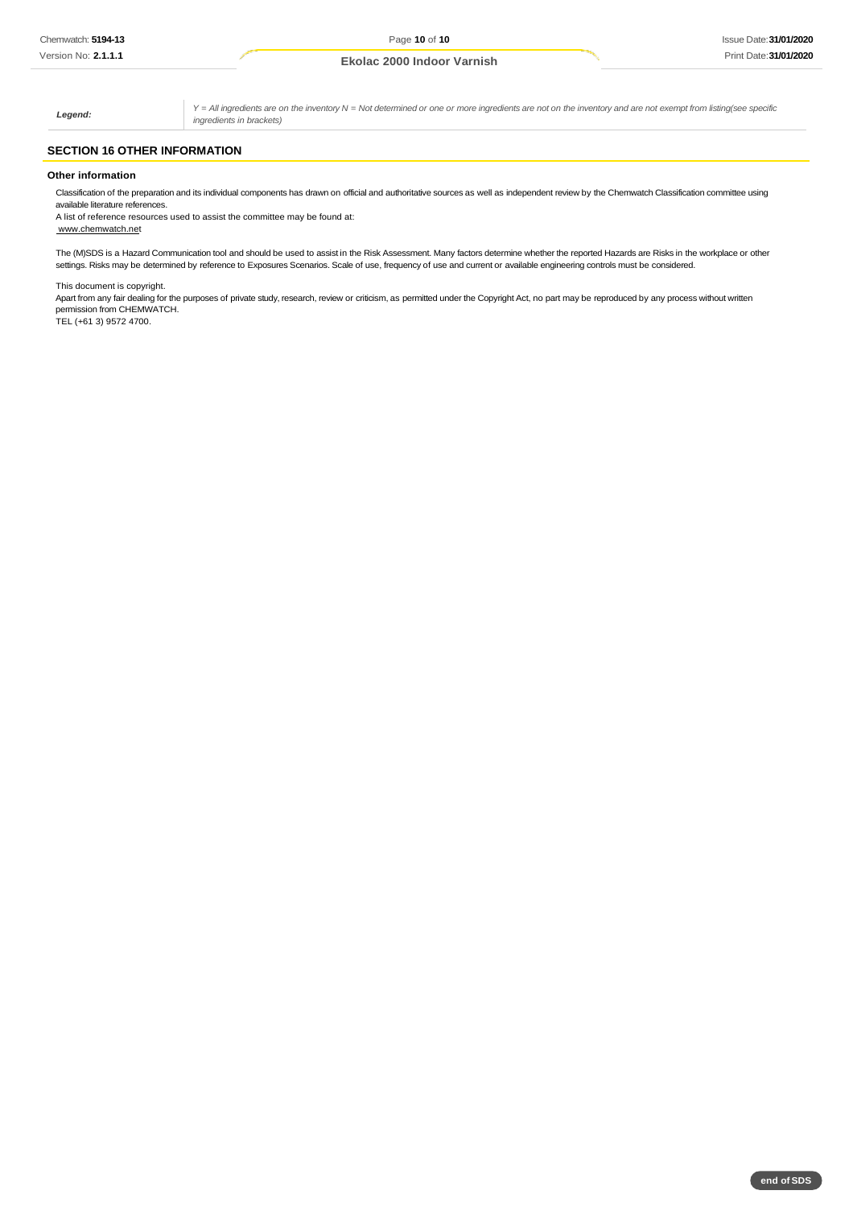| | |
|---|---|
| ***Legend:*** | *Y = All ingredients are on the inventory N = Not determined or one or more ingredients are not on the inventory and are not exempt from listing(see specific ingredients in brackets)* |

## SECTION 16 OTHER INFORMATION

### Other information

Classification of the preparation and its individual components has drawn on official and authoritative sources as well as independent review by the Chemwatch Classification committee using available literature references.

A list of reference resources used to assist the committee may be found at:

www.chemwatch.net

The (M)SDS is a Hazard Communication tool and should be used to assist in the Risk Assessment. Many factors determine whether the reported Hazards are Risks in the workplace or other settings. Risks may be determined by reference to Exposures Scenarios. Scale of use, frequency of use and current or available engineering controls must be considered.

This document is copyright.

Apart from any fair dealing for the purposes of private study, research, review or criticism, as permitted under the Copyright Act, no part may be reproduced by any process without written permission from CHEMWATCH.

TEL (+61 3) 9572 4700.

**end of SDS**